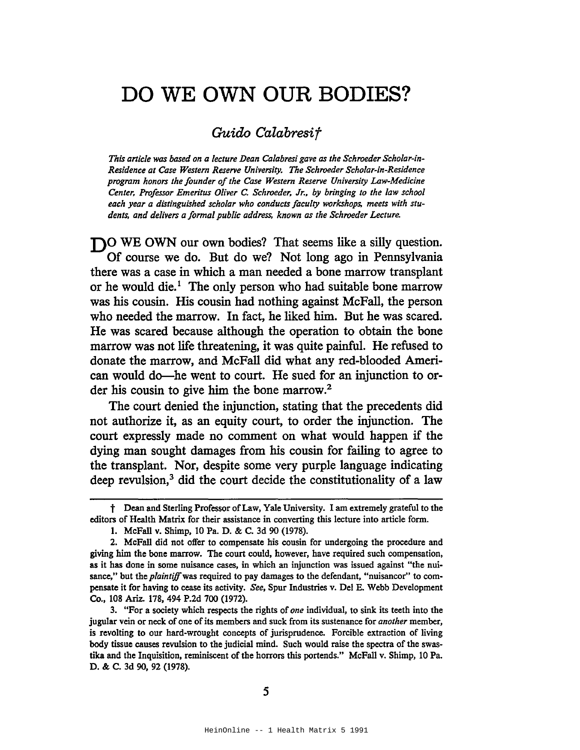# DO WE OWN OUR BODIES?

## *Guido Calabresi*†

*This article was based on a lecture Dean Calabresi gave as the Schroeder Scholar-in-Residence at Case Western Reserve University. The Schroeder Scholar-in-Residence program honors the founder of the Case Western Reserve University Law-Medicine Center, Professor Emeritus Oliver C. Schroeder, Jr., by bringing to the law school each year a distinguished scholar who conducts faculty workshops, meets with students, and delivers a formal public address, known as the Schroeder Lecture.*

DO WE OWN our own bodies? That seems like a silly question. Of course we do. But do we? Not long ago in Pennsylvania there was a case in which a man needed a bone marrow transplant or he would die.[1] The only person who had suitable bone marrow was his cousin. His cousin had nothing against McFall, the person who needed the marrow. In fact, he liked him. But he was scared. He was scared because although the operation to obtain the bone marrow was not life threatening, it was quite painful. He refused to donate the marrow, and McFall did what any red-blooded American would do—he went to court. He sued for an injunction to order his cousin to give him the bone marrow.[2]

The court denied the injunction, stating that the precedents did not authorize it, as an equity court, to order the injunction. The court expressly made no comment on what would happen if the dying man sought damages from his cousin for failing to agree to the transplant. Nor, despite some very purple language indicating deep revulsion,[3] did the court decide the constitutionality of a law

---

† Dean and Sterling Professor of Law, Yale University. I am extremely grateful to the editors of Health Matrix for their assistance in converting this lecture into article form.

1. McFall v. Shimp, 10 Pa. D. & C. 3d 90 (1978).

2. McFall did not offer to compensate his cousin for undergoing the procedure and giving him the bone marrow. The court could, however, have required such compensation, as it has done in some nuisance cases, in which an injunction was issued against "the nuisance," but the *plaintiff* was required to pay damages to the defendant, "nuisancor" to compensate it for having to cease its activity. *See*, Spur Industries v. Del E. Webb Development Co., 108 Ariz. 178, 494 P.2d 700 (1972).

3. "For a society which respects the rights of *one* individual, to sink its teeth into the jugular vein or neck of one of its members and suck from its sustenance for *another* member, is revolting to our hard-wrought concepts of jurisprudence. Forcible extraction of living body tissue causes revulsion to the judicial mind. Such would raise the spectra of the swastika and the Inquisition, reminiscent of the horrors this portends." McFall v. Shimp, 10 Pa. D. & C. 3d 90, 92 (1978).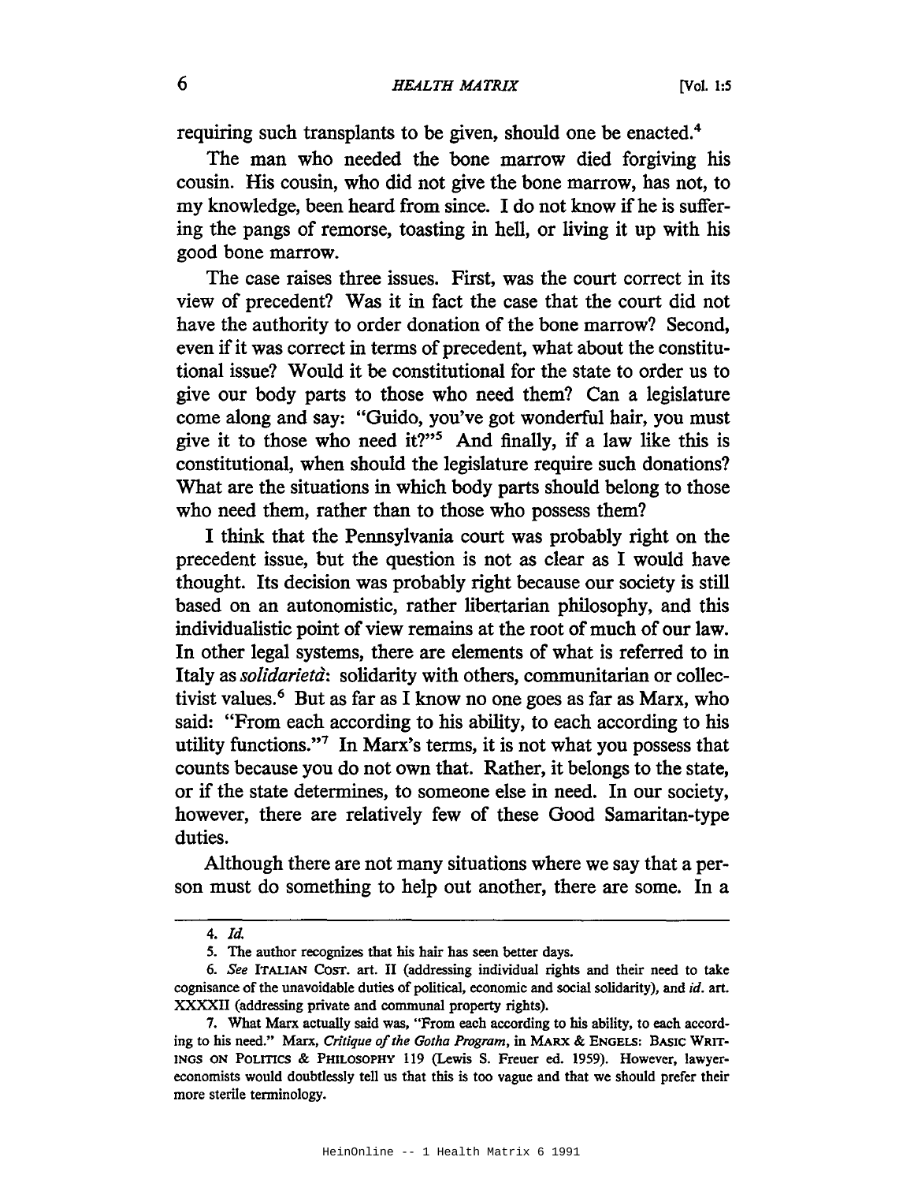requiring such transplants to be given, should one be enacted.[4]

The man who needed the bone marrow died forgiving his cousin. His cousin, who did not give the bone marrow, has not, to my knowledge, been heard from since. I do not know if he is suffering the pangs of remorse, toasting in hell, or living it up with his good bone marrow.

The case raises three issues. First, was the court correct in its view of precedent? Was it in fact the case that the court did not have the authority to order donation of the bone marrow? Second, even if it was correct in terms of precedent, what about the constitutional issue? Would it be constitutional for the state to order us to give our body parts to those who need them? Can a legislature come along and say: "Guido, you've got wonderful hair, you must give it to those who need it?"[5] And finally, if a law like this is constitutional, when should the legislature require such donations? What are the situations in which body parts should belong to those who need them, rather than to those who possess them?

I think that the Pennsylvania court was probably right on the precedent issue, but the question is not as clear as I would have thought. Its decision was probably right because our society is still based on an autonomistic, rather libertarian philosophy, and this individualistic point of view remains at the root of much of our law. In other legal systems, there are elements of what is referred to in Italy as *solidarietà*: solidarity with others, communitarian or collectivist values.[6] But as far as I know no one goes as far as Marx, who said: "From each according to his ability, to each according to his utility functions."[7] In Marx's terms, it is not what you possess that counts because you do not own that. Rather, it belongs to the state, or if the state determines, to someone else in need. In our society, however, there are relatively few of these Good Samaritan-type duties.

Although there are not many situations where we say that a person must do something to help out another, there are some. In a

---

4. *Id.*

5. The author recognizes that his hair has seen better days.

6. *See* ITALIAN COST. art. II (addressing individual rights and their need to take cognisance of the unavoidable duties of political, economic and social solidarity), and *id.* art. XXXXII (addressing private and communal property rights).

7. What Marx actually said was, "From each according to his ability, to each according to his need." Marx, *Critique of the Gotha Program*, in MARX & ENGELS: BASIC WRITINGS ON POLITICS & PHILOSOPHY 119 (Lewis S. Freuer ed. 1959). However, lawyer-economists would doubtlessly tell us that this is too vague and that we should prefer their more sterile terminology.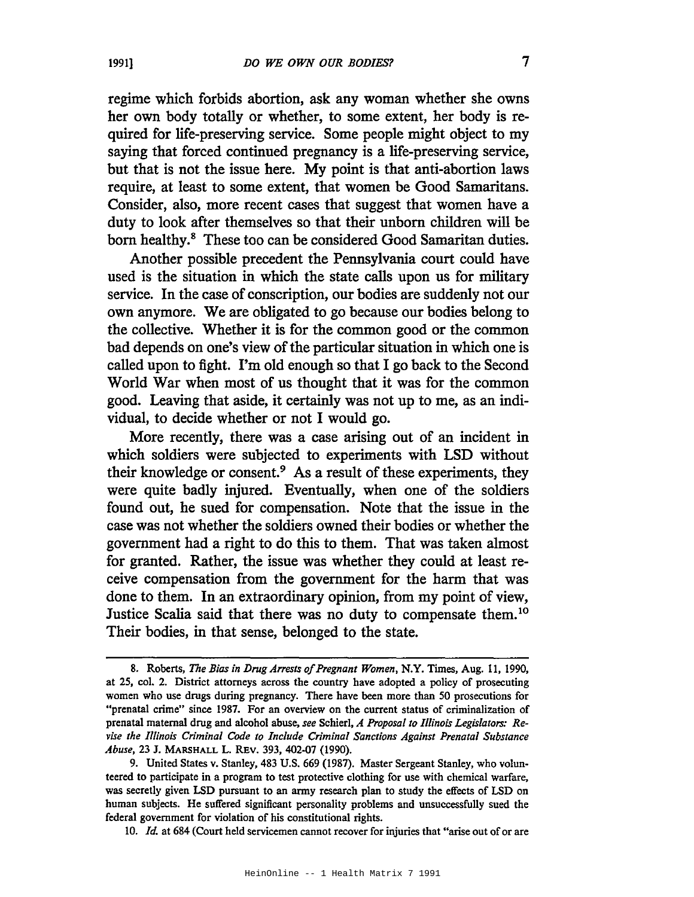regime which forbids abortion, ask any woman whether she owns her own body totally or whether, to some extent, her body is required for life-preserving service. Some people might object to my saying that forced continued pregnancy is a life-preserving service, but that is not the issue here. My point is that anti-abortion laws require, at least to some extent, that women be Good Samaritans. Consider, also, more recent cases that suggest that women have a duty to look after themselves so that their unborn children will be born healthy.[8] These too can be considered Good Samaritan duties.

Another possible precedent the Pennsylvania court could have used is the situation in which the state calls upon us for military service. In the case of conscription, our bodies are suddenly not our own anymore. We are obligated to go because our bodies belong to the collective. Whether it is for the common good or the common bad depends on one's view of the particular situation in which one is called upon to fight. I'm old enough so that I go back to the Second World War when most of us thought that it was for the common good. Leaving that aside, it certainly was not up to me, as an individual, to decide whether or not I would go.

More recently, there was a case arising out of an incident in which soldiers were subjected to experiments with LSD without their knowledge or consent.[9] As a result of these experiments, they were quite badly injured. Eventually, when one of the soldiers found out, he sued for compensation. Note that the issue in the case was not whether the soldiers owned their bodies or whether the government had a right to do this to them. That was taken almost for granted. Rather, the issue was whether they could at least receive compensation from the government for the harm that was done to them. In an extraordinary opinion, from my point of view, Justice Scalia said that there was no duty to compensate them.[10] Their bodies, in that sense, belonged to the state.

---

8. Roberts, *The Bias in Drug Arrests of Pregnant Women*, N.Y. Times, Aug. 11, 1990, at 25, col. 2. District attorneys across the country have adopted a policy of prosecuting women who use drugs during pregnancy. There have been more than 50 prosecutions for "prenatal crime" since 1987. For an overview on the current status of criminalization of prenatal maternal drug and alcohol abuse, *see* Schierl, *A Proposal to Illinois Legislators: Revise the Illinois Criminal Code to Include Criminal Sanctions Against Prenatal Substance Abuse*, 23 J. MARSHALL L. REV. 393, 402-07 (1990).

9. United States v. Stanley, 483 U.S. 669 (1987). Master Sergeant Stanley, who volunteered to participate in a program to test protective clothing for use with chemical warfare, was secretly given LSD pursuant to an army research plan to study the effects of LSD on human subjects. He suffered significant personality problems and unsuccessfully sued the federal government for violation of his constitutional rights.

10. *Id.* at 684 (Court held servicemen cannot recover for injuries that "arise out of or are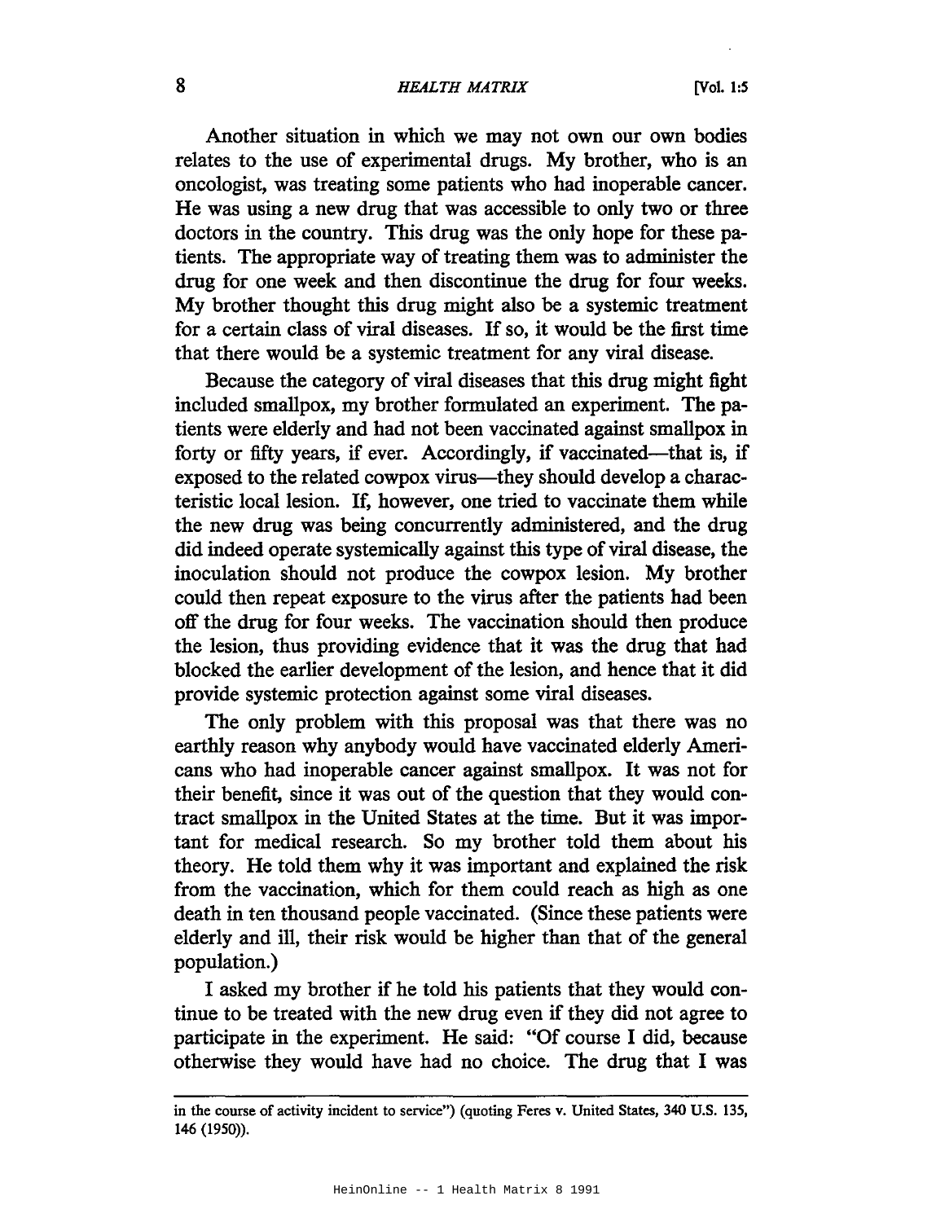Another situation in which we may not own our own bodies relates to the use of experimental drugs. My brother, who is an oncologist, was treating some patients who had inoperable cancer. He was using a new drug that was accessible to only two or three doctors in the country. This drug was the only hope for these patients. The appropriate way of treating them was to administer the drug for one week and then discontinue the drug for four weeks. My brother thought this drug might also be a systemic treatment for a certain class of viral diseases. If so, it would be the first time that there would be a systemic treatment for any viral disease.

Because the category of viral diseases that this drug might fight included smallpox, my brother formulated an experiment. The patients were elderly and had not been vaccinated against smallpox in forty or fifty years, if ever. Accordingly, if vaccinated—that is, if exposed to the related cowpox virus—they should develop a characteristic local lesion. If, however, one tried to vaccinate them while the new drug was being concurrently administered, and the drug did indeed operate systemically against this type of viral disease, the inoculation should not produce the cowpox lesion. My brother could then repeat exposure to the virus after the patients had been off the drug for four weeks. The vaccination should then produce the lesion, thus providing evidence that it was the drug that had blocked the earlier development of the lesion, and hence that it did provide systemic protection against some viral diseases.

The only problem with this proposal was that there was no earthly reason why anybody would have vaccinated elderly Americans who had inoperable cancer against smallpox. It was not for their benefit, since it was out of the question that they would contract smallpox in the United States at the time. But it was important for medical research. So my brother told them about his theory. He told them why it was important and explained the risk from the vaccination, which for them could reach as high as one death in ten thousand people vaccinated. (Since these patients were elderly and ill, their risk would be higher than that of the general population.)

I asked my brother if he told his patients that they would continue to be treated with the new drug even if they did not agree to participate in the experiment. He said: "Of course I did, because otherwise they would have had no choice. The drug that I was

---

in the course of activity incident to service") (quoting Feres v. United States, 340 U.S. 135, 146 (1950)).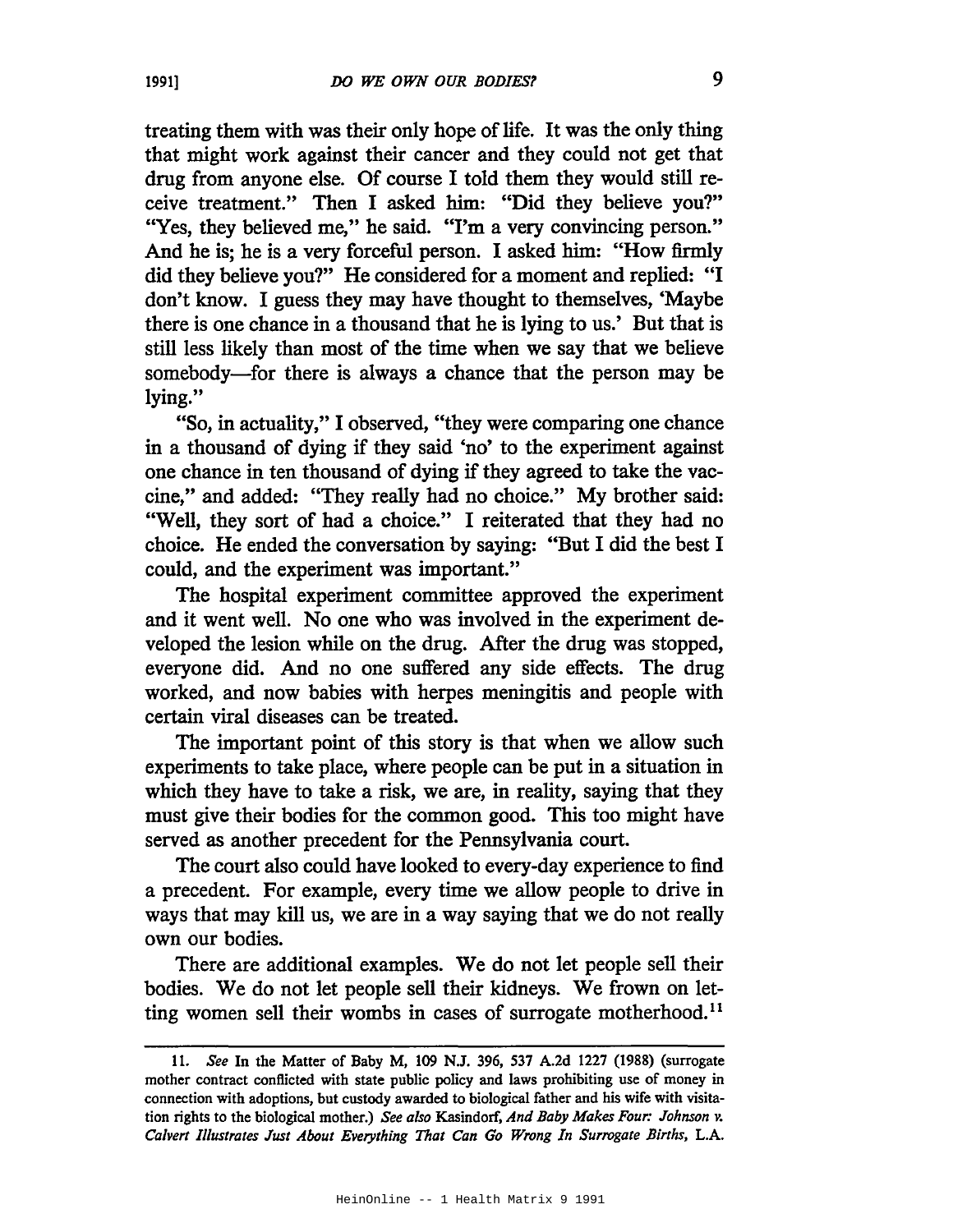treating them with was their only hope of life. It was the only thing that might work against their cancer and they could not get that drug from anyone else. Of course I told them they would still receive treatment." Then I asked him: "Did they believe you?" "Yes, they believed me," he said. "I'm a very convincing person." And he is; he is a very forceful person. I asked him: "How firmly did they believe you?" He considered for a moment and replied: "I don't know. I guess they may have thought to themselves, 'Maybe there is one chance in a thousand that he is lying to us.' But that is still less likely than most of the time when we say that we believe somebody—for there is always a chance that the person may be lying."

"So, in actuality," I observed, "they were comparing one chance in a thousand of dying if they said 'no' to the experiment against one chance in ten thousand of dying if they agreed to take the vaccine," and added: "They really had no choice." My brother said: "Well, they sort of had a choice." I reiterated that they had no choice. He ended the conversation by saying: "But I did the best I could, and the experiment was important."

The hospital experiment committee approved the experiment and it went well. No one who was involved in the experiment developed the lesion while on the drug. After the drug was stopped, everyone did. And no one suffered any side effects. The drug worked, and now babies with herpes meningitis and people with certain viral diseases can be treated.

The important point of this story is that when we allow such experiments to take place, where people can be put in a situation in which they have to take a risk, we are, in reality, saying that they must give their bodies for the common good. This too might have served as another precedent for the Pennsylvania court.

The court also could have looked to every-day experience to find a precedent. For example, every time we allow people to drive in ways that may kill us, we are in a way saying that we do not really own our bodies.

There are additional examples. We do not let people sell their bodies. We do not let people sell their kidneys. We frown on letting women sell their wombs in cases of surrogate motherhood.[11]

---

11. *See* In the Matter of Baby M, 109 N.J. 396, 537 A.2d 1227 (1988) (surrogate mother contract conflicted with state public policy and laws prohibiting use of money in connection with adoptions, but custody awarded to biological father and his wife with visitation rights to the biological mother.) *See also* Kasindorf, *And Baby Makes Four: Johnson v. Calvert Illustrates Just About Everything That Can Go Wrong In Surrogate Births,* L.A.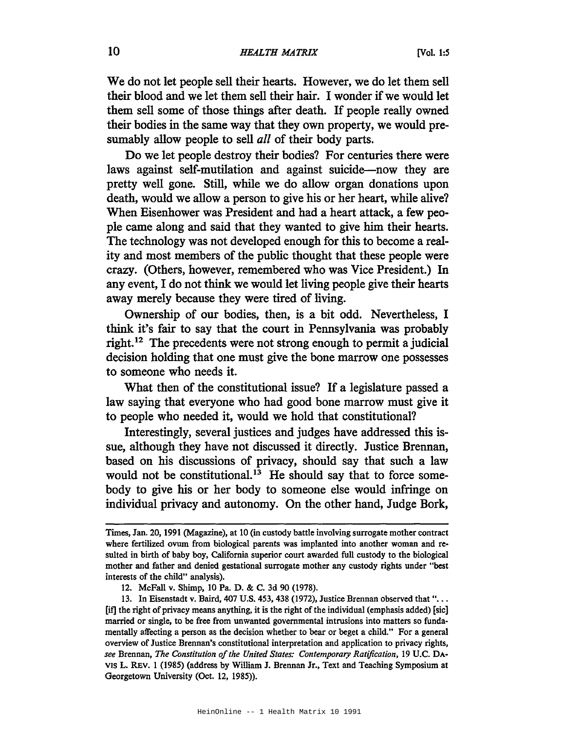We do not let people sell their hearts. However, we do let them sell their blood and we let them sell their hair. I wonder if we would let them sell some of those things after death. If people really owned their bodies in the same way that they own property, we would presumably allow people to sell *all* of their body parts.

Do we let people destroy their bodies? For centuries there were laws against self-mutilation and against suicide—now they are pretty well gone. Still, while we do allow organ donations upon death, would we allow a person to give his or her heart, while alive? When Eisenhower was President and had a heart attack, a few people came along and said that they wanted to give him their hearts. The technology was not developed enough for this to become a reality and most members of the public thought that these people were crazy. (Others, however, remembered who was Vice President.) In any event, I do not think we would let living people give their hearts away merely because they were tired of living.

Ownership of our bodies, then, is a bit odd. Nevertheless, I think it's fair to say that the court in Pennsylvania was probably right.[12] The precedents were not strong enough to permit a judicial decision holding that one must give the bone marrow one possesses to someone who needs it.

What then of the constitutional issue? If a legislature passed a law saying that everyone who had good bone marrow must give it to people who needed it, would we hold that constitutional?

Interestingly, several justices and judges have addressed this issue, although they have not discussed it directly. Justice Brennan, based on his discussions of privacy, should say that such a law would not be constitutional.[13] He should say that to force somebody to give his or her body to someone else would infringe on individual privacy and autonomy. On the other hand, Judge Bork,

---

Times, Jan. 20, 1991 (Magazine), at 10 (in custody battle involving surrogate mother contract where fertilized ovum from biological parents was implanted into another woman and resulted in birth of baby boy, California superior court awarded full custody to the biological mother and father and denied gestational surrogate mother any custody rights under "best interests of the child" analysis).

12. McFall v. Shimp, 10 Pa. D. & C. 3d 90 (1978).

13. In Eisenstadt v. Baird, 407 U.S. 453, 438 (1972), Justice Brennan observed that ". . . [if] the right of privacy means anything, it is the right of the individual (emphasis added) [sic] married or single, to be free from unwanted governmental intrusions into matters so fundamentally affecting a person as the decision whether to bear or beget a child." For a general overview of Justice Brennan's constitutional interpretation and application to privacy rights, *see* Brennan, *The Constitution of the United States: Contemporary Ratification*, 19 U.C. DAVIS L. REV. 1 (1985) (address by William J. Brennan Jr., Text and Teaching Symposium at Georgetown University (Oct. 12, 1985)).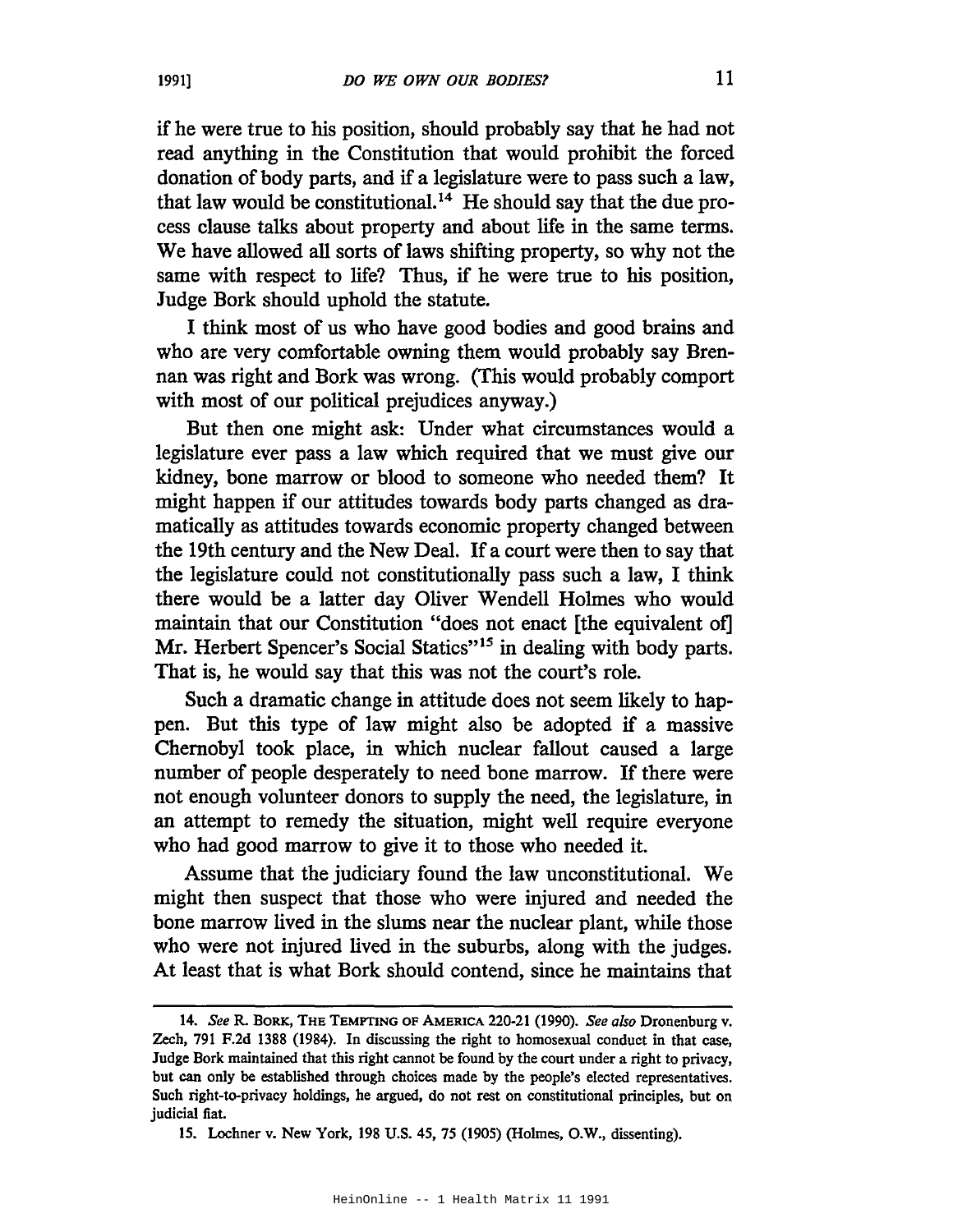if he were true to his position, should probably say that he had not read anything in the Constitution that would prohibit the forced donation of body parts, and if a legislature were to pass such a law, that law would be constitutional.[14] He should say that the due process clause talks about property and about life in the same terms. We have allowed all sorts of laws shifting property, so why not the same with respect to life? Thus, if he were true to his position, Judge Bork should uphold the statute.

I think most of us who have good bodies and good brains and who are very comfortable owning them would probably say Brennan was right and Bork was wrong. (This would probably comport with most of our political prejudices anyway.)

But then one might ask: Under what circumstances would a legislature ever pass a law which required that we must give our kidney, bone marrow or blood to someone who needed them? It might happen if our attitudes towards body parts changed as dramatically as attitudes towards economic property changed between the 19th century and the New Deal. If a court were then to say that the legislature could not constitutionally pass such a law, I think there would be a latter day Oliver Wendell Holmes who would maintain that our Constitution "does not enact [the equivalent of] Mr. Herbert Spencer's Social Statics"[15] in dealing with body parts. That is, he would say that this was not the court's role.

Such a dramatic change in attitude does not seem likely to happen. But this type of law might also be adopted if a massive Chernobyl took place, in which nuclear fallout caused a large number of people desperately to need bone marrow. If there were not enough volunteer donors to supply the need, the legislature, in an attempt to remedy the situation, might well require everyone who had good marrow to give it to those who needed it.

Assume that the judiciary found the law unconstitutional. We might then suspect that those who were injured and needed the bone marrow lived in the slums near the nuclear plant, while those who were not injured lived in the suburbs, along with the judges. At least that is what Bork should contend, since he maintains that

---

14. *See* R. BORK, THE TEMPTING OF AMERICA 220-21 (1990). *See also* Dronenburg v. Zech, 791 F.2d 1388 (1984). In discussing the right to homosexual conduct in that case, Judge Bork maintained that this right cannot be found by the court under a right to privacy, but can only be established through choices made by the people's elected representatives. Such right-to-privacy holdings, he argued, do not rest on constitutional principles, but on judicial fiat.

15. Lochner v. New York, 198 U.S. 45, 75 (1905) (Holmes, O.W., dissenting).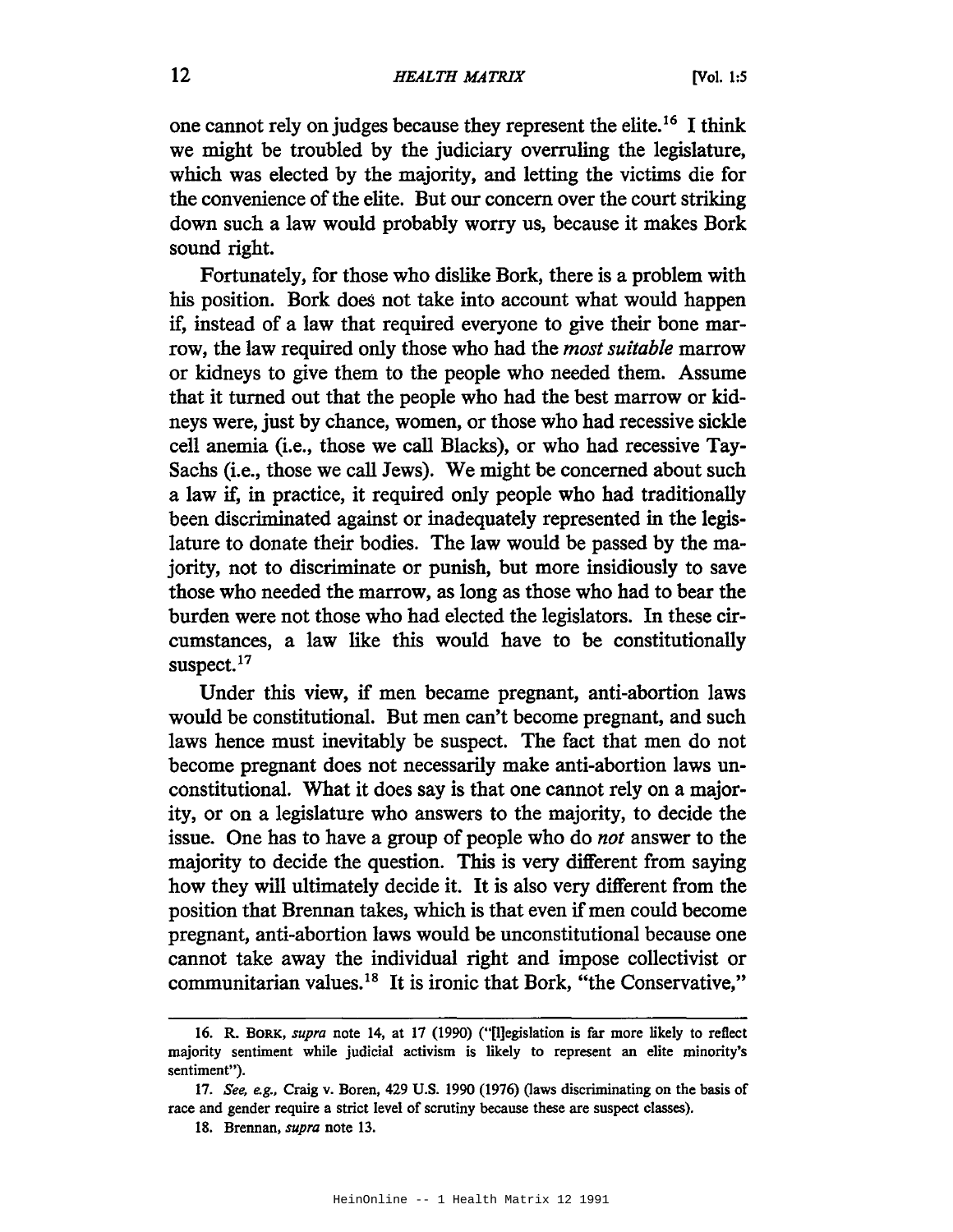one cannot rely on judges because they represent the elite.[16] I think we might be troubled by the judiciary overruling the legislature, which was elected by the majority, and letting the victims die for the convenience of the elite. But our concern over the court striking down such a law would probably worry us, because it makes Bork sound right.

Fortunately, for those who dislike Bork, there is a problem with his position. Bork does not take into account what would happen if, instead of a law that required everyone to give their bone marrow, the law required only those who had the *most suitable* marrow or kidneys to give them to the people who needed them. Assume that it turned out that the people who had the best marrow or kidneys were, just by chance, women, or those who had recessive sickle cell anemia (i.e., those we call Blacks), or who had recessive Tay-Sachs (i.e., those we call Jews). We might be concerned about such a law if, in practice, it required only people who had traditionally been discriminated against or inadequately represented in the legislature to donate their bodies. The law would be passed by the majority, not to discriminate or punish, but more insidiously to save those who needed the marrow, as long as those who had to bear the burden were not those who had elected the legislators. In these circumstances, a law like this would have to be constitutionally suspect.[17]

Under this view, if men became pregnant, anti-abortion laws would be constitutional. But men can't become pregnant, and such laws hence must inevitably be suspect. The fact that men do not become pregnant does not necessarily make anti-abortion laws unconstitutional. What it does say is that one cannot rely on a majority, or on a legislature who answers to the majority, to decide the issue. One has to have a group of people who do *not* answer to the majority to decide the question. This is very different from saying how they will ultimately decide it. It is also very different from the position that Brennan takes, which is that even if men could become pregnant, anti-abortion laws would be unconstitutional because one cannot take away the individual right and impose collectivist or communitarian values.[18] It is ironic that Bork, "the Conservative,"

---

16. R. Bork, *supra* note 14, at 17 (1990) ("[l]egislation is far more likely to reflect majority sentiment while judicial activism is likely to represent an elite minority's sentiment").

17. *See, e.g.*, Craig v. Boren, 429 U.S. 1990 (1976) (laws discriminating on the basis of race and gender require a strict level of scrutiny because these are suspect classes).

18. Brennan, *supra* note 13.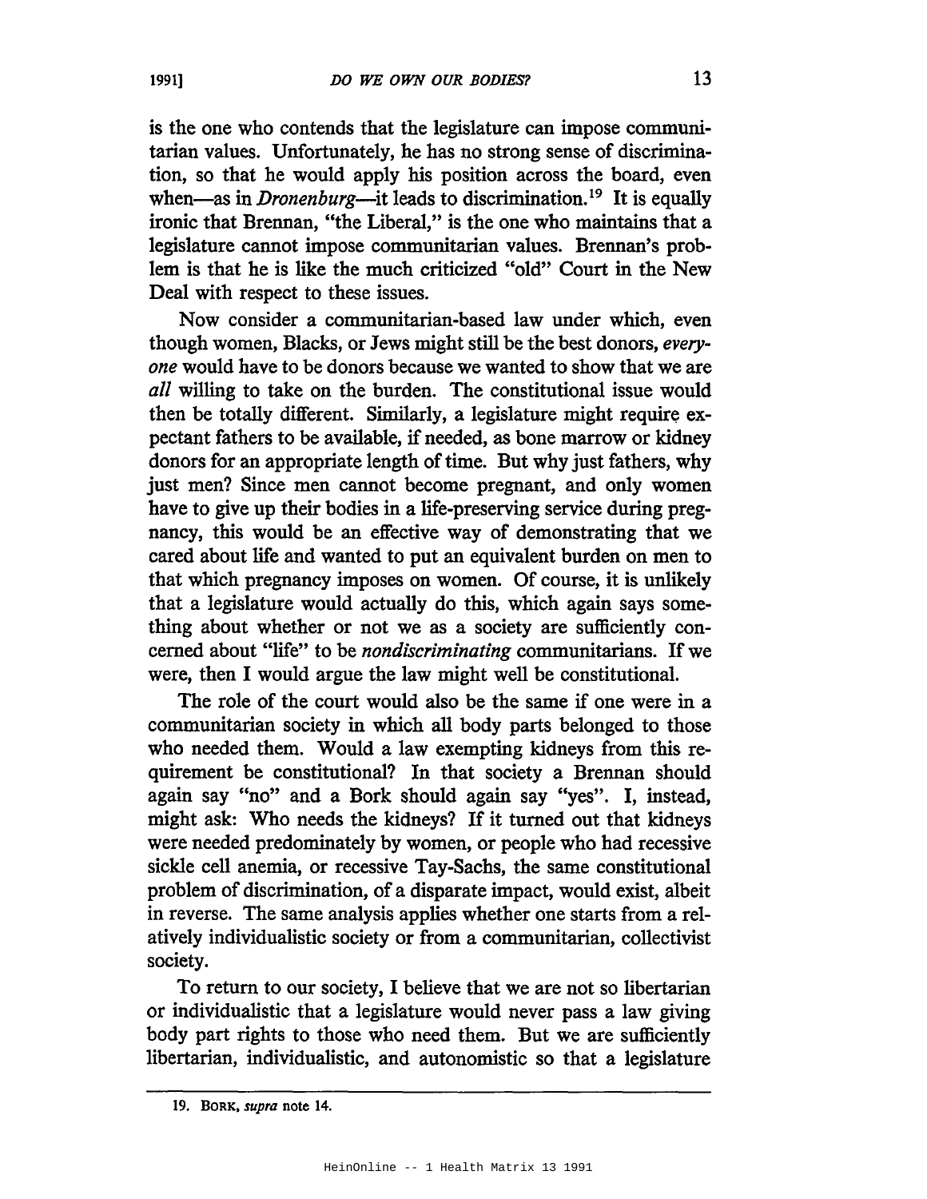is the one who contends that the legislature can impose communitarian values. Unfortunately, he has no strong sense of discrimination, so that he would apply his position across the board, even when—as in *Dronenburg*—it leads to discrimination.[19] It is equally ironic that Brennan, "the Liberal," is the one who maintains that a legislature cannot impose communitarian values. Brennan's problem is that he is like the much criticized "old" Court in the New Deal with respect to these issues.

Now consider a communitarian-based law under which, even though women, Blacks, or Jews might still be the best donors, *everyone* would have to be donors because we wanted to show that we are *all* willing to take on the burden. The constitutional issue would then be totally different. Similarly, a legislature might require expectant fathers to be available, if needed, as bone marrow or kidney donors for an appropriate length of time. But why just fathers, why just men? Since men cannot become pregnant, and only women have to give up their bodies in a life-preserving service during pregnancy, this would be an effective way of demonstrating that we cared about life and wanted to put an equivalent burden on men to that which pregnancy imposes on women. Of course, it is unlikely that a legislature would actually do this, which again says something about whether or not we as a society are sufficiently concerned about "life" to be *nondiscriminating* communitarians. If we were, then I would argue the law might well be constitutional.

The role of the court would also be the same if one were in a communitarian society in which all body parts belonged to those who needed them. Would a law exempting kidneys from this requirement be constitutional? In that society a Brennan should again say "no" and a Bork should again say "yes". I, instead, might ask: Who needs the kidneys? If it turned out that kidneys were needed predominately by women, or people who had recessive sickle cell anemia, or recessive Tay-Sachs, the same constitutional problem of discrimination, of a disparate impact, would exist, albeit in reverse. The same analysis applies whether one starts from a relatively individualistic society or from a communitarian, collectivist society.

To return to our society, I believe that we are not so libertarian or individualistic that a legislature would never pass a law giving body part rights to those who need them. But we are sufficiently libertarian, individualistic, and autonomistic so that a legislature

---

19. BORK, *supra* note 14.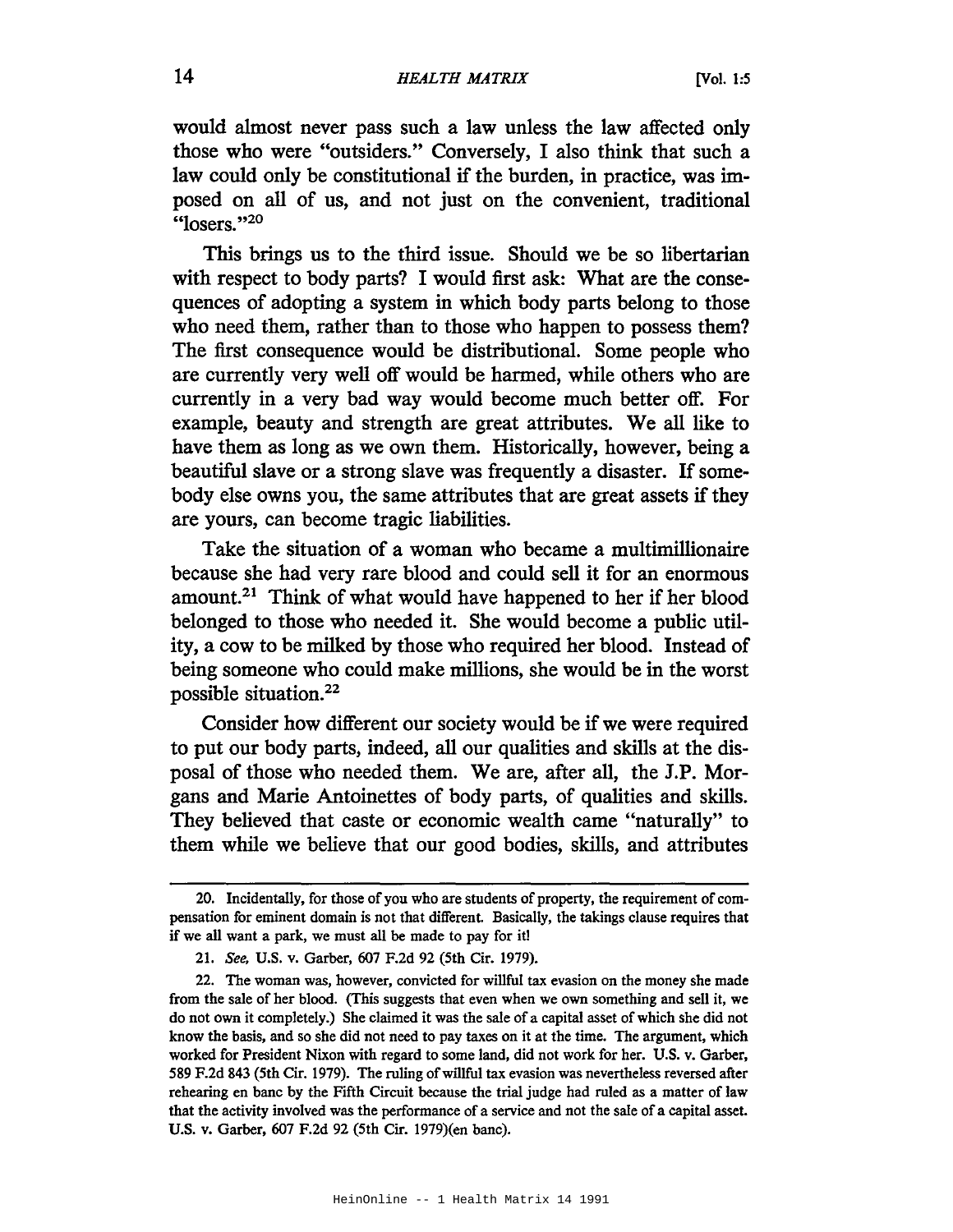would almost never pass such a law unless the law affected only those who were "outsiders." Conversely, I also think that such a law could only be constitutional if the burden, in practice, was imposed on all of us, and not just on the convenient, traditional "losers."[20]

This brings us to the third issue. Should we be so libertarian with respect to body parts? I would first ask: What are the consequences of adopting a system in which body parts belong to those who need them, rather than to those who happen to possess them? The first consequence would be distributional. Some people who are currently very well off would be harmed, while others who are currently in a very bad way would become much better off. For example, beauty and strength are great attributes. We all like to have them as long as we own them. Historically, however, being a beautiful slave or a strong slave was frequently a disaster. If somebody else owns you, the same attributes that are great assets if they are yours, can become tragic liabilities.

Take the situation of a woman who became a multimillionaire because she had very rare blood and could sell it for an enormous amount.[21] Think of what would have happened to her if her blood belonged to those who needed it. She would become a public utility, a cow to be milked by those who required her blood. Instead of being someone who could make millions, she would be in the worst possible situation.[22]

Consider how different our society would be if we were required to put our body parts, indeed, all our qualities and skills at the disposal of those who needed them. We are, after all, the J.P. Morgans and Marie Antoinettes of body parts, of qualities and skills. They believed that caste or economic wealth came "naturally" to them while we believe that our good bodies, skills, and attributes

---

20. Incidentally, for those of you who are students of property, the requirement of compensation for eminent domain is not that different. Basically, the takings clause requires that if we all want a park, we must all be made to pay for it!

21. *See*, U.S. v. Garber, 607 F.2d 92 (5th Cir. 1979).

22. The woman was, however, convicted for willful tax evasion on the money she made from the sale of her blood. (This suggests that even when we own something and sell it, we do not own it completely.) She claimed it was the sale of a capital asset of which she did not know the basis, and so she did not need to pay taxes on it at the time. The argument, which worked for President Nixon with regard to some land, did not work for her. U.S. v. Garber, 589 F.2d 843 (5th Cir. 1979). The ruling of willful tax evasion was nevertheless reversed after rehearing en banc by the Fifth Circuit because the trial judge had ruled as a matter of law that the activity involved was the performance of a service and not the sale of a capital asset. U.S. v. Garber, 607 F.2d 92 (5th Cir. 1979)(en banc).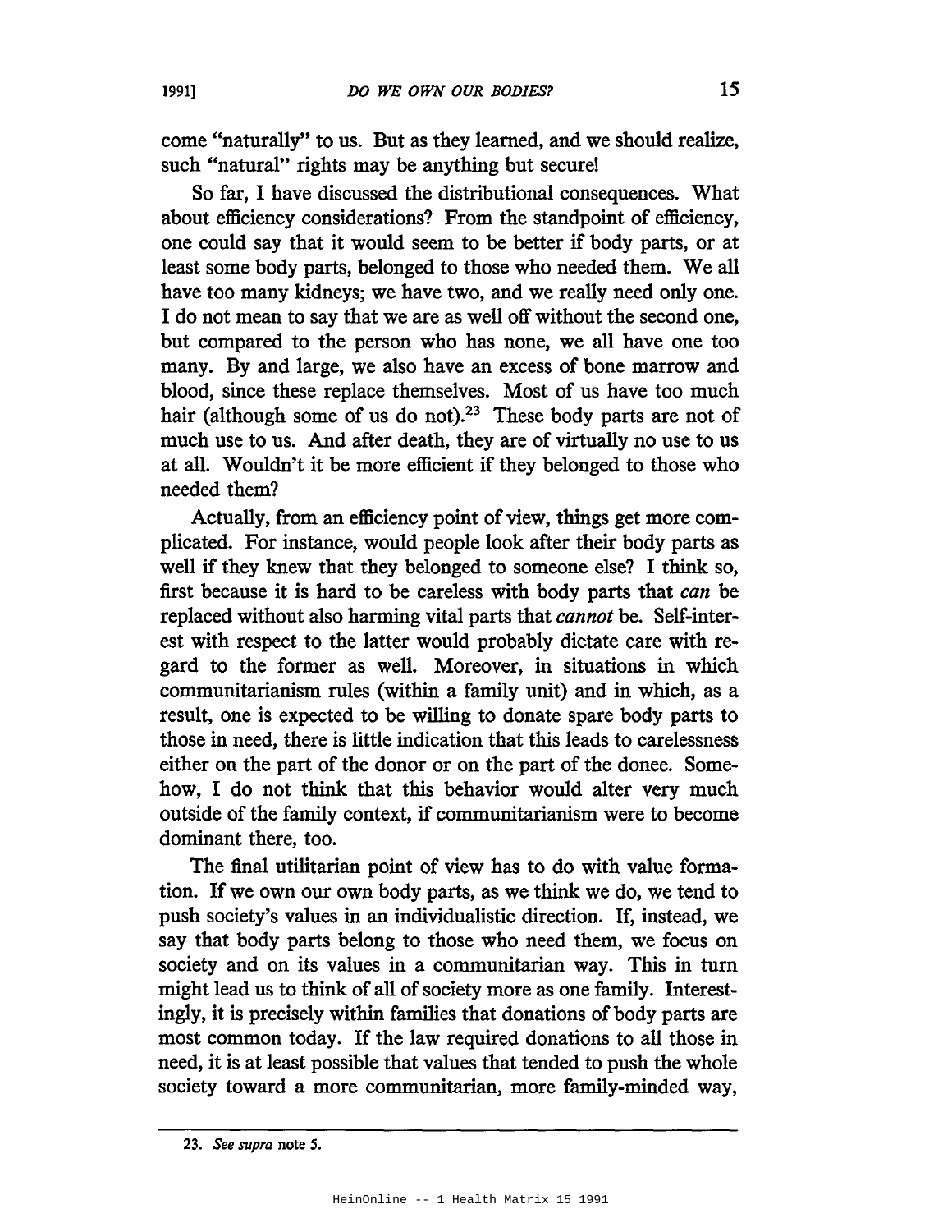come "naturally" to us. But as they learned, and we should realize, such "natural" rights may be anything but secure!

So far, I have discussed the distributional consequences. What about efficiency considerations? From the standpoint of efficiency, one could say that it would seem to be better if body parts, or at least some body parts, belonged to those who needed them. We all have too many kidneys; we have two, and we really need only one. I do not mean to say that we are as well off without the second one, but compared to the person who has none, we all have one too many. By and large, we also have an excess of bone marrow and blood, since these replace themselves. Most of us have too much hair (although some of us do not).[23] These body parts are not of much use to us. And after death, they are of virtually no use to us at all. Wouldn't it be more efficient if they belonged to those who needed them?

Actually, from an efficiency point of view, things get more complicated. For instance, would people look after their body parts as well if they knew that they belonged to someone else? I think so, first because it is hard to be careless with body parts that *can* be replaced without also harming vital parts that *cannot* be. Self-interest with respect to the latter would probably dictate care with regard to the former as well. Moreover, in situations in which communitarianism rules (within a family unit) and in which, as a result, one is expected to be willing to donate spare body parts to those in need, there is little indication that this leads to carelessness either on the part of the donor or on the part of the donee. Somehow, I do not think that this behavior would alter very much outside of the family context, if communitarianism were to become dominant there, too.

The final utilitarian point of view has to do with value formation. If we own our own body parts, as we think we do, we tend to push society's values in an individualistic direction. If, instead, we say that body parts belong to those who need them, we focus on society and on its values in a communitarian way. This in turn might lead us to think of all of society more as one family. Interestingly, it is precisely within families that donations of body parts are most common today. If the law required donations to all those in need, it is at least possible that values that tended to push the whole society toward a more communitarian, more family-minded way,

---

23. *See supra* note 5.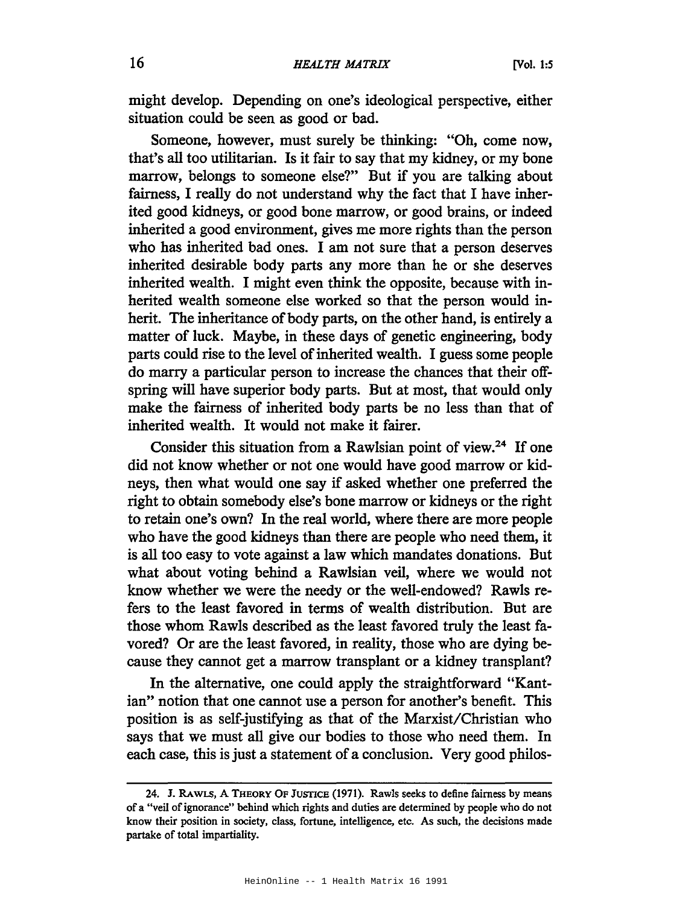might develop. Depending on one's ideological perspective, either situation could be seen as good or bad.

Someone, however, must surely be thinking: "Oh, come now, that's all too utilitarian. Is it fair to say that my kidney, or my bone marrow, belongs to someone else?" But if you are talking about fairness, I really do not understand why the fact that I have inherited good kidneys, or good bone marrow, or good brains, or indeed inherited a good environment, gives me more rights than the person who has inherited bad ones. I am not sure that a person deserves inherited desirable body parts any more than he or she deserves inherited wealth. I might even think the opposite, because with inherited wealth someone else worked so that the person would inherit. The inheritance of body parts, on the other hand, is entirely a matter of luck. Maybe, in these days of genetic engineering, body parts could rise to the level of inherited wealth. I guess some people do marry a particular person to increase the chances that their offspring will have superior body parts. But at most, that would only make the fairness of inherited body parts be no less than that of inherited wealth. It would not make it fairer.

Consider this situation from a Rawlsian point of view.[24] If one did not know whether or not one would have good marrow or kidneys, then what would one say if asked whether one preferred the right to obtain somebody else's bone marrow or kidneys or the right to retain one's own? In the real world, where there are more people who have the good kidneys than there are people who need them, it is all too easy to vote against a law which mandates donations. But what about voting behind a Rawlsian veil, where we would not know whether we were the needy or the well-endowed? Rawls refers to the least favored in terms of wealth distribution. But are those whom Rawls described as the least favored truly the least favored? Or are the least favored, in reality, those who are dying because they cannot get a marrow transplant or a kidney transplant?

In the alternative, one could apply the straightforward "Kantian" notion that one cannot use a person for another's benefit. This position is as self-justifying as that of the Marxist/Christian who says that we must all give our bodies to those who need them. In each case, this is just a statement of a conclusion. Very good philos-

---

24. J. Rawls, A Theory Of Justice (1971). Rawls seeks to define fairness by means of a "veil of ignorance" behind which rights and duties are determined by people who do not know their position in society, class, fortune, intelligence, etc. As such, the decisions made partake of total impartiality.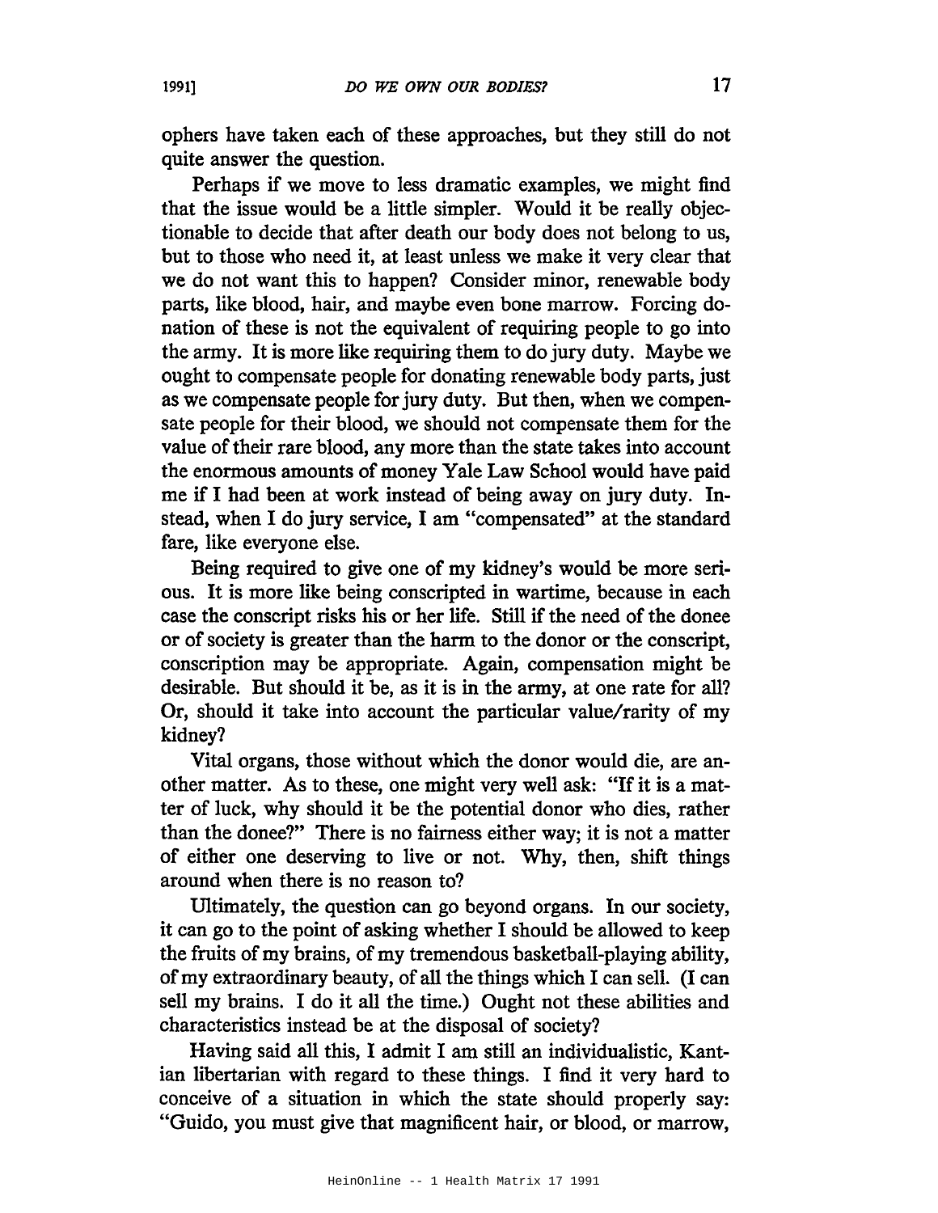ophers have taken each of these approaches, but they still do not quite answer the question.

Perhaps if we move to less dramatic examples, we might find that the issue would be a little simpler. Would it be really objectionable to decide that after death our body does not belong to us, but to those who need it, at least unless we make it very clear that we do not want this to happen? Consider minor, renewable body parts, like blood, hair, and maybe even bone marrow. Forcing donation of these is not the equivalent of requiring people to go into the army. It is more like requiring them to do jury duty. Maybe we ought to compensate people for donating renewable body parts, just as we compensate people for jury duty. But then, when we compensate people for their blood, we should not compensate them for the value of their rare blood, any more than the state takes into account the enormous amounts of money Yale Law School would have paid me if I had been at work instead of being away on jury duty. Instead, when I do jury service, I am "compensated" at the standard fare, like everyone else.

Being required to give one of my kidney's would be more serious. It is more like being conscripted in wartime, because in each case the conscript risks his or her life. Still if the need of the donee or of society is greater than the harm to the donor or the conscript, conscription may be appropriate. Again, compensation might be desirable. But should it be, as it is in the army, at one rate for all? Or, should it take into account the particular value/rarity of my kidney?

Vital organs, those without which the donor would die, are another matter. As to these, one might very well ask: "If it is a matter of luck, why should it be the potential donor who dies, rather than the donee?" There is no fairness either way; it is not a matter of either one deserving to live or not. Why, then, shift things around when there is no reason to?

Ultimately, the question can go beyond organs. In our society, it can go to the point of asking whether I should be allowed to keep the fruits of my brains, of my tremendous basketball-playing ability, of my extraordinary beauty, of all the things which I can sell. (I can sell my brains. I do it all the time.) Ought not these abilities and characteristics instead be at the disposal of society?

Having said all this, I admit I am still an individualistic, Kantian libertarian with regard to these things. I find it very hard to conceive of a situation in which the state should properly say: "Guido, you must give that magnificent hair, or blood, or marrow,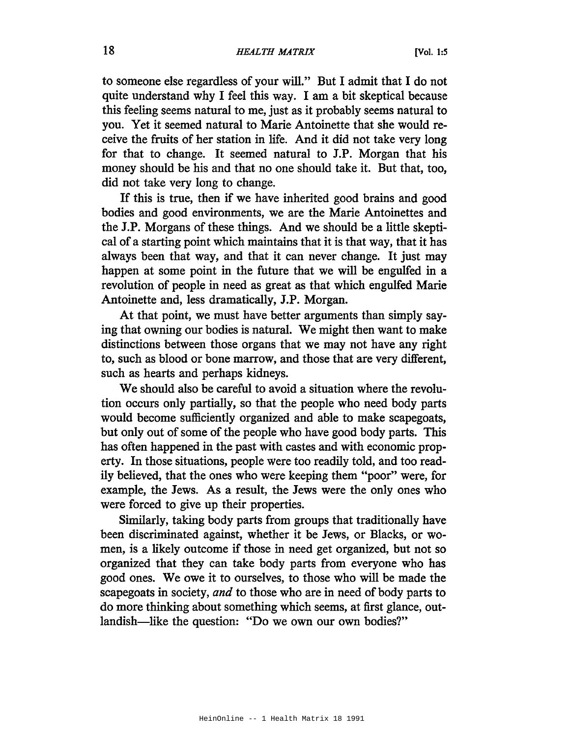to someone else regardless of your will." But I admit that I do not quite understand why I feel this way. I am a bit skeptical because this feeling seems natural to me, just as it probably seems natural to you. Yet it seemed natural to Marie Antoinette that she would receive the fruits of her station in life. And it did not take very long for that to change. It seemed natural to J.P. Morgan that his money should be his and that no one should take it. But that, too, did not take very long to change.

If this is true, then if we have inherited good brains and good bodies and good environments, we are the Marie Antoinettes and the J.P. Morgans of these things. And we should be a little skeptical of a starting point which maintains that it is that way, that it has always been that way, and that it can never change. It just may happen at some point in the future that we will be engulfed in a revolution of people in need as great as that which engulfed Marie Antoinette and, less dramatically, J.P. Morgan.

At that point, we must have better arguments than simply saying that owning our bodies is natural. We might then want to make distinctions between those organs that we may not have any right to, such as blood or bone marrow, and those that are very different, such as hearts and perhaps kidneys.

We should also be careful to avoid a situation where the revolution occurs only partially, so that the people who need body parts would become sufficiently organized and able to make scapegoats, but only out of some of the people who have good body parts. This has often happened in the past with castes and with economic property. In those situations, people were too readily told, and too readily believed, that the ones who were keeping them "poor" were, for example, the Jews. As a result, the Jews were the only ones who were forced to give up their properties.

Similarly, taking body parts from groups that traditionally have been discriminated against, whether it be Jews, or Blacks, or women, is a likely outcome if those in need get organized, but not so organized that they can take body parts from everyone who has good ones. We owe it to ourselves, to those who will be made the scapegoats in society, *and* to those who are in need of body parts to do more thinking about something which seems, at first glance, outlandish—like the question: "Do we own our own bodies?"